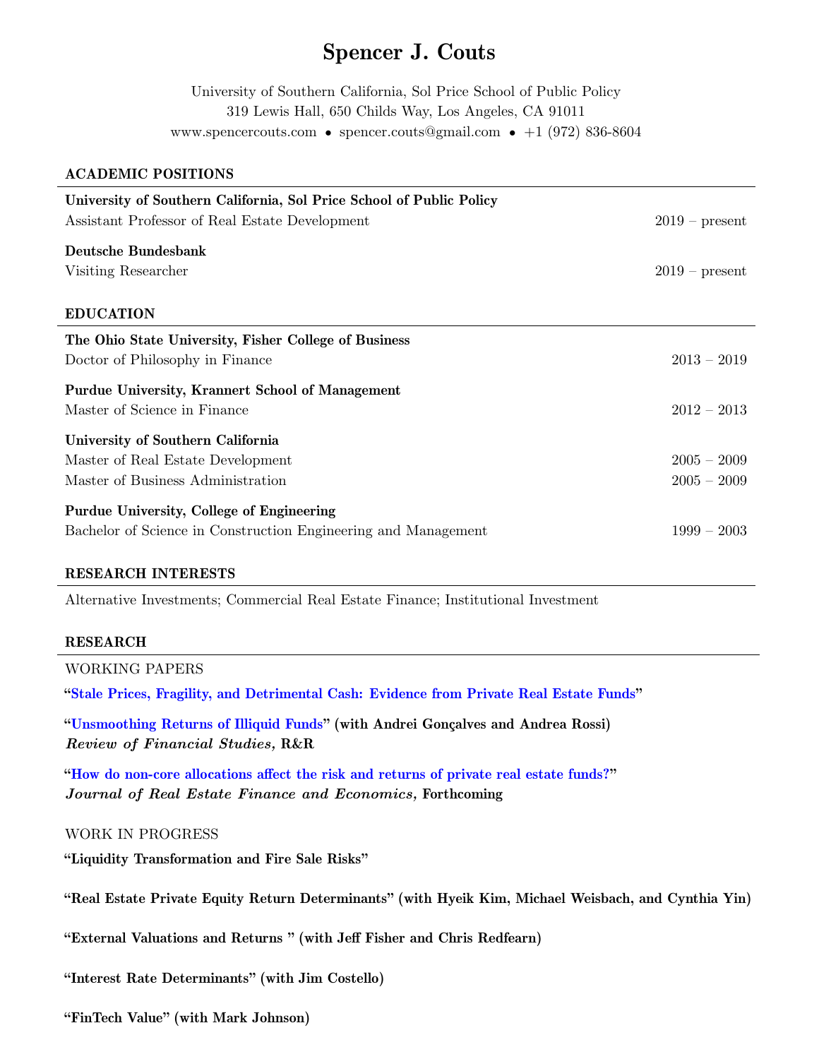# Spencer J. Couts

University of Southern California, Sol Price School of Public Policy
319 Lewis Hall, 650 Childs Way, Los Angeles, CA 91011
www.spencercouts.com • spencer.couts@gmail.com • +1 (972) 836-8604

## ACADEMIC POSITIONS

**University of Southern California, Sol Price School of Public Policy**
Assistant Professor of Real Estate Development — 2019 – present

**Deutsche Bundesbank**
Visiting Researcher — 2019 – present

## EDUCATION

**The Ohio State University, Fisher College of Business**
Doctor of Philosophy in Finance — 2013 – 2019

**Purdue University, Krannert School of Management**
Master of Science in Finance — 2012 – 2013

**University of Southern California**
Master of Real Estate Development — 2005 – 2009
Master of Business Administration — 2005 – 2009

**Purdue University, College of Engineering**
Bachelor of Science in Construction Engineering and Management — 1999 – 2003

## RESEARCH INTERESTS

Alternative Investments; Commercial Real Estate Finance; Institutional Investment

## RESEARCH

WORKING PAPERS

**"Stale Prices, Fragility, and Detrimental Cash: Evidence from Private Real Estate Funds"**

**"Unsmoothing Returns of Illiquid Funds" (with Andrei Gonçalves and Andrea Rossi)**
***Review of Financial Studies,* R&R**

**"How do non-core allocations affect the risk and returns of private real estate funds?"**
***Journal of Real Estate Finance and Economics,* Forthcoming**

WORK IN PROGRESS

**"Liquidity Transformation and Fire Sale Risks"**

**"Real Estate Private Equity Return Determinants" (with Hyeik Kim, Michael Weisbach, and Cynthia Yin)**

**"External Valuations and Returns " (with Jeff Fisher and Chris Redfearn)**

**"Interest Rate Determinants" (with Jim Costello)**

**"FinTech Value" (with Mark Johnson)**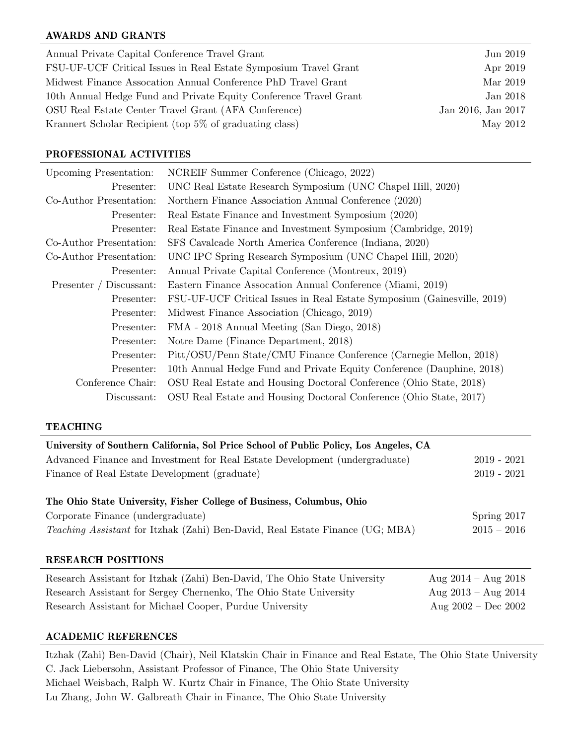## AWARDS AND GRANTS

| | |
|---|---|
| Annual Private Capital Conference Travel Grant | Jun 2019 |
| FSU-UF-UCF Critical Issues in Real Estate Symposium Travel Grant | Apr 2019 |
| Midwest Finance Assocation Annual Conference PhD Travel Grant | Mar 2019 |
| 10th Annual Hedge Fund and Private Equity Conference Travel Grant | Jan 2018 |
| OSU Real Estate Center Travel Grant (AFA Conference) | Jan 2016, Jan 2017 |
| Krannert Scholar Recipient (top 5% of graduating class) | May 2012 |

## PROFESSIONAL ACTIVITIES

| | |
|---|---|
| Upcoming Presentation: | NCREIF Summer Conference (Chicago, 2022) |
| Presenter: | UNC Real Estate Research Symposium (UNC Chapel Hill, 2020) |
| Co-Author Presentation: | Northern Finance Association Annual Conference (2020) |
| Presenter: | Real Estate Finance and Investment Symposium (2020) |
| Presenter: | Real Estate Finance and Investment Symposium (Cambridge, 2019) |
| Co-Author Presentation: | SFS Cavalcade North America Conference (Indiana, 2020) |
| Co-Author Presentation: | UNC IPC Spring Research Symposium (UNC Chapel Hill, 2020) |
| Presenter: | Annual Private Capital Conference (Montreux, 2019) |
| Presenter / Discussant: | Eastern Finance Assocation Annual Conference (Miami, 2019) |
| Presenter: | FSU-UF-UCF Critical Issues in Real Estate Symposium (Gainesville, 2019) |
| Presenter: | Midwest Finance Association (Chicago, 2019) |
| Presenter: | FMA - 2018 Annual Meeting (San Diego, 2018) |
| Presenter: | Notre Dame (Finance Department, 2018) |
| Presenter: | Pitt/OSU/Penn State/CMU Finance Conference (Carnegie Mellon, 2018) |
| Presenter: | 10th Annual Hedge Fund and Private Equity Conference (Dauphine, 2018) |
| Conference Chair: | OSU Real Estate and Housing Doctoral Conference (Ohio State, 2018) |
| Discussant: | OSU Real Estate and Housing Doctoral Conference (Ohio State, 2017) |

## TEACHING

**University of Southern California, Sol Price School of Public Policy, Los Angeles, CA**

| | |
|---|---|
| Advanced Finance and Investment for Real Estate Development (undergraduate) | 2019 - 2021 |
| Finance of Real Estate Development (graduate) | 2019 - 2021 |

**The Ohio State University, Fisher College of Business, Columbus, Ohio**

| | |
|---|---|
| Corporate Finance (undergraduate) | Spring 2017 |
| *Teaching Assistant* for Itzhak (Zahi) Ben-David, Real Estate Finance (UG; MBA) | 2015 – 2016 |

## RESEARCH POSITIONS

| | |
|---|---|
| Research Assistant for Itzhak (Zahi) Ben-David, The Ohio State University | Aug 2014 – Aug 2018 |
| Research Assistant for Sergey Chernenko, The Ohio State University | Aug 2013 – Aug 2014 |
| Research Assistant for Michael Cooper, Purdue University | Aug 2002 – Dec 2002 |

## ACADEMIC REFERENCES

Itzhak (Zahi) Ben-David (Chair), Neil Klatskin Chair in Finance and Real Estate, The Ohio State University
C. Jack Liebersohn, Assistant Professor of Finance, The Ohio State University
Michael Weisbach, Ralph W. Kurtz Chair in Finance, The Ohio State University
Lu Zhang, John W. Galbreath Chair in Finance, The Ohio State University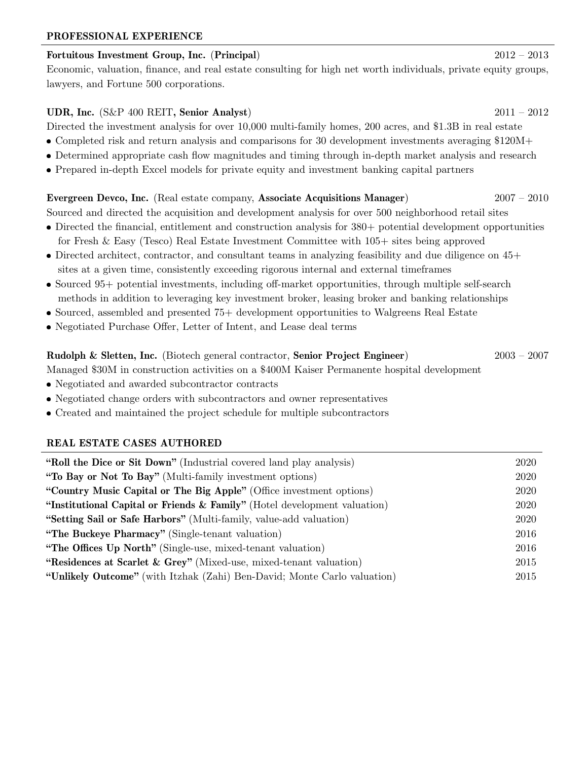## PROFESSIONAL EXPERIENCE

**Fortuitous Investment Group, Inc.** (**Principal**) 2012 – 2013

Economic, valuation, finance, and real estate consulting for high net worth individuals, private equity groups, lawyers, and Fortune 500 corporations.

**UDR, Inc.** (S&P 400 REIT, **Senior Analyst**) 2011 – 2012

Directed the investment analysis for over 10,000 multi-family homes, 200 acres, and $1.3B in real estate

- Completed risk and return analysis and comparisons for 30 development investments averaging $120M+
- Determined appropriate cash flow magnitudes and timing through in-depth market analysis and research
- Prepared in-depth Excel models for private equity and investment banking capital partners

**Evergreen Devco, Inc.** (Real estate company, **Associate Acquisitions Manager**) 2007 – 2010

Sourced and directed the acquisition and development analysis for over 500 neighborhood retail sites

- Directed the financial, entitlement and construction analysis for 380+ potential development opportunities for Fresh & Easy (Tesco) Real Estate Investment Committee with 105+ sites being approved
- Directed architect, contractor, and consultant teams in analyzing feasibility and due diligence on 45+ sites at a given time, consistently exceeding rigorous internal and external timeframes
- Sourced 95+ potential investments, including off-market opportunities, through multiple self-search methods in addition to leveraging key investment broker, leasing broker and banking relationships
- Sourced, assembled and presented 75+ development opportunities to Walgreens Real Estate
- Negotiated Purchase Offer, Letter of Intent, and Lease deal terms

**Rudolph & Sletten, Inc.** (Biotech general contractor, **Senior Project Engineer**) 2003 – 2007

Managed $30M in construction activities on a $400M Kaiser Permanente hospital development

- Negotiated and awarded subcontractor contracts
- Negotiated change orders with subcontractors and owner representatives
- Created and maintained the project schedule for multiple subcontractors

## REAL ESTATE CASES AUTHORED

| | |
|---|---|
| **"Roll the Dice or Sit Down"** (Industrial covered land play analysis) | 2020 |
| **"To Bay or Not To Bay"** (Multi-family investment options) | 2020 |
| **"Country Music Capital or The Big Apple"** (Office investment options) | 2020 |
| **"Institutional Capital or Friends & Family"** (Hotel development valuation) | 2020 |
| **"Setting Sail or Safe Harbors"** (Multi-family, value-add valuation) | 2020 |
| **"The Buckeye Pharmacy"** (Single-tenant valuation) | 2016 |
| **"The Offices Up North"** (Single-use, mixed-tenant valuation) | 2016 |
| **"Residences at Scarlet & Grey"** (Mixed-use, mixed-tenant valuation) | 2015 |
| **"Unlikely Outcome"** (with Itzhak (Zahi) Ben-David; Monte Carlo valuation) | 2015 |